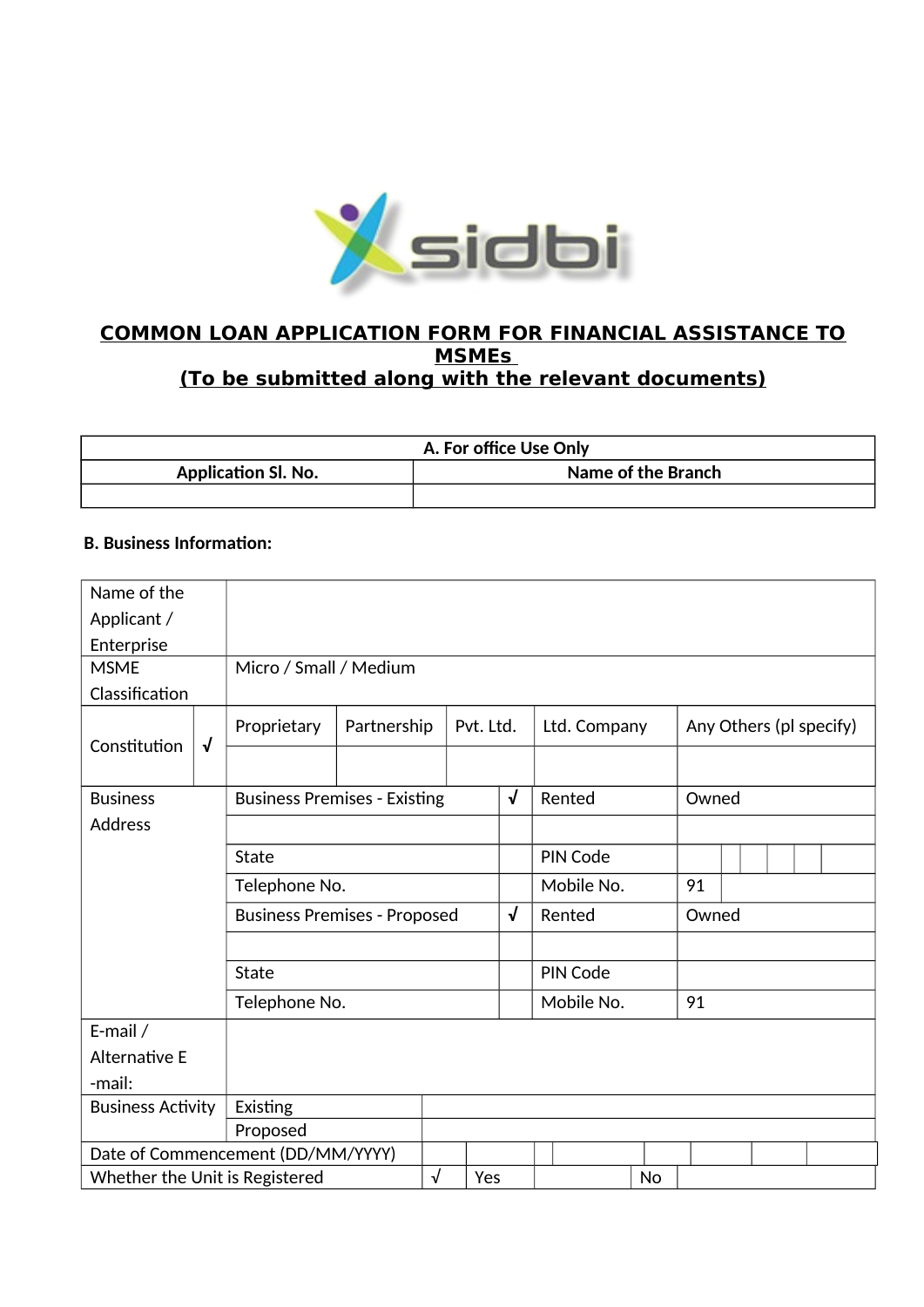**COMMON LOAN APPLICATION FORM FOR FINANCIAL ASSISTANCE TO MSMEs**
**(To be submitted along with the relevant documents)**

| A. For office Use Only | |
|---|---|
| **Application Sl. No.** | **Name of the Branch** |
| | |

**B. Business Information:**

| | | | | | | |
|---|---|---|---|---|---|---|
| Name of the Applicant / Enterprise | | | | | | |
| MSME Classification | Micro / Small / Medium | | | | | |
| Constitution | √ | Proprietary | Partnership | Pvt. Ltd. | Ltd. Company | Any Others (pl specify) |
| | | | | | | |
| Business Address | Business Premises - Existing | | √ | Rented | Owned | |
| | | | | | | |
| | State | | | PIN Code | | |
| | Telephone No. | | | Mobile No. | 91 | |
| | Business Premises - Proposed | | √ | Rented | Owned | |
| | | | | | | |
| | State | | | PIN Code | | |
| | Telephone No. | | | Mobile No. | 91 | |
| E-mail / Alternative E -mail: | | | | | | |
| Business Activity | Existing | | | | | |
| | Proposed | | | | | |
| Date of Commencement (DD/MM/YYYY) | | | | | | |
| Whether the Unit is Registered | √ | Yes | | No | | |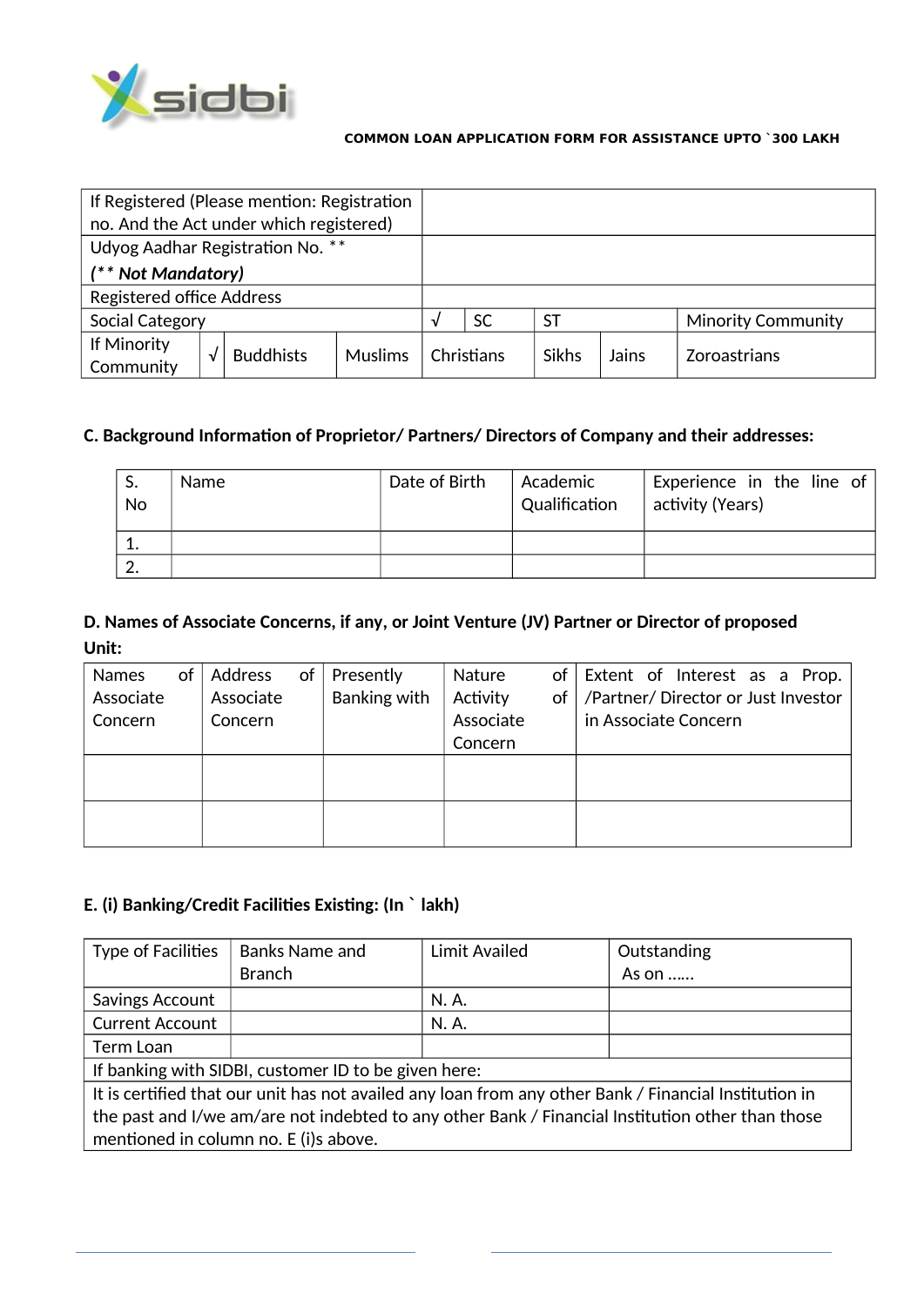COMMON LOAN APPLICATION FORM FOR ASSISTANCE UPTO `300 LAKH

| If Registered (Please mention: Registration no. And the Act under which registered) | | | | | | | | |
|---|---|---|---|---|---|---|---|---|
| Udyog Aadhar Registration No. ** <br> *(** Not Mandatory)* | | | | | | | | |
| Registered office Address | | | | | | | | |
| Social Category | | | | √ | SC | ST | | Minority Community |
| If Minority Community | √ | Buddhists | Muslims | Christians | | Sikhs | Jains | Zoroastrians |

**C. Background Information of Proprietor/ Partners/ Directors of Company and their addresses:**

| S. No | Name | Date of Birth | Academic Qualification | Experience in the line of activity (Years) |
|---|---|---|---|---|
| 1. | | | | |
| 2. | | | | |

**D. Names of Associate Concerns, if any, or Joint Venture (JV) Partner or Director of proposed Unit:**

| Names of Associate Concern | Address of Associate Concern | Presently Banking with | Nature of Activity of Associate Concern | Extent of Interest as a Prop. /Partner/ Director or Just Investor in Associate Concern |
|---|---|---|---|---|
| | | | | |
| | | | | |

**E. (i) Banking/Credit Facilities Existing: (In ` lakh)**

| Type of Facilities | Banks Name and Branch | Limit Availed | Outstanding As on …… |
|---|---|---|---|
| Savings Account | | N. A. | |
| Current Account | | N. A. | |
| Term Loan | | | |
| If banking with SIDBI, customer ID to be given here: | | | |
| It is certified that our unit has not availed any loan from any other Bank / Financial Institution in the past and I/we am/are not indebted to any other Bank / Financial Institution other than those mentioned in column no. E (i)s above. | | | |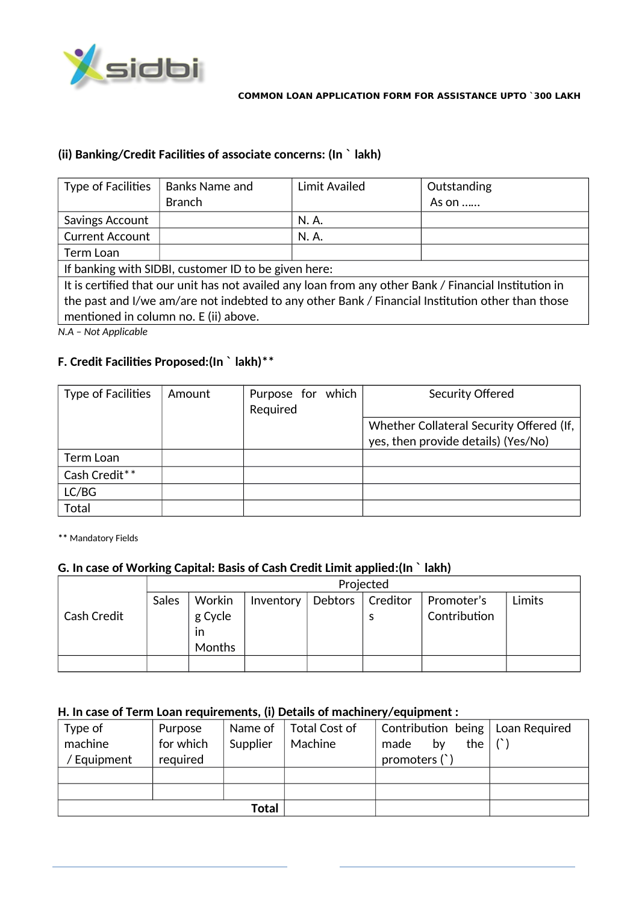### (ii) Banking/Credit Facilities of associate concerns: (In ` lakh)

| Type of Facilities | Banks Name and Branch | Limit Availed | Outstanding As on …… |
|---|---|---|---|
| Savings Account | | N. A. | |
| Current Account | | N. A. | |
| Term Loan | | | |
| If banking with SIDBI, customer ID to be given here: | | | |
| It is certified that our unit has not availed any loan from any other Bank / Financial Institution in the past and I/we am/are not indebted to any other Bank / Financial Institution other than those mentioned in column no. E (ii) above. | | | |

*N.A – Not Applicable*

### F. Credit Facilities Proposed:(In ` lakh)**

| Type of Facilities | Amount | Purpose for which Required | Security Offered |
|---|---|---|---|
| | | | Whether Collateral Security Offered (If, yes, then provide details) (Yes/No) |
| Term Loan | | | |
| Cash Credit** | | | |
| LC/BG | | | |
| Total | | | |

** Mandatory Fields

### G. In case of Working Capital: Basis of Cash Credit Limit applied:(In ` lakh)

| | Projected | | | | | | |
|---|---|---|---|---|---|---|---|
| Cash Credit | Sales | Working Cycle in Months | Inventory | Debtors | Creditors | Promoter's Contribution | Limits |
| | | | | | | | |

### H. In case of Term Loan requirements, (i) Details of machinery/equipment :

| Type of machine / Equipment | Purpose for which required | Name of Supplier | Total Cost of Machine | Contribution being made by the promoters (`) | Loan Required (`) |
|---|---|---|---|---|---|
| | | | | | |
| | | | | | |
| | | **Total** | | | |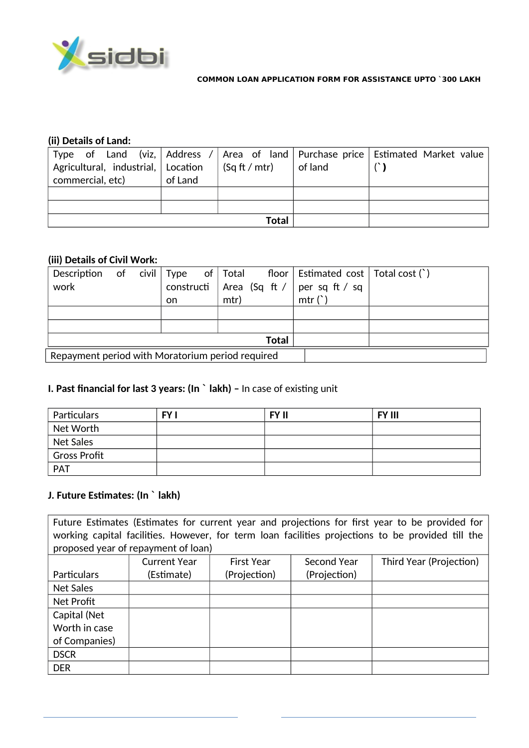**(ii) Details of Land:**

| Type of Land (viz, Agricultural, industrial, commercial, etc) | Address / Location of Land | Area of land (Sq ft / mtr) | Purchase price of land | Estimated Market value (`) |
|---|---|---|---|---|
| | | | | |
| | | | | |
| | | **Total** | | |

**(iii) Details of Civil Work:**

| Description of civil work | Type of construction | Total floor Area (Sq ft / mtr) | Estimated cost per sq ft / sq mtr (`) | Total cost (`) |
|---|---|---|---|---|
| | | | | |
| | | | | |
| | | **Total** | | |

| Repayment period with Moratorium period required | |
|---|---|

**I. Past financial for last 3 years: (In ` lakh) –** In case of existing unit

| Particulars | **FY I** | **FY II** | **FY III** |
|---|---|---|---|
| Net Worth | | | |
| Net Sales | | | |
| Gross Profit | | | |
| PAT | | | |

**J. Future Estimates: (In ` lakh)**

| Future Estimates (Estimates for current year and projections for first year to be provided for working capital facilities. However, for term loan facilities projections to be provided till the proposed year of repayment of loan) | | | | |
|---|---|---|---|---|
| Particulars | Current Year (Estimate) | First Year (Projection) | Second Year (Projection) | Third Year (Projection) |
| Net Sales | | | | |
| Net Profit | | | | |
| Capital (Net Worth in case of Companies) | | | | |
| DSCR | | | | |
| DER | | | | |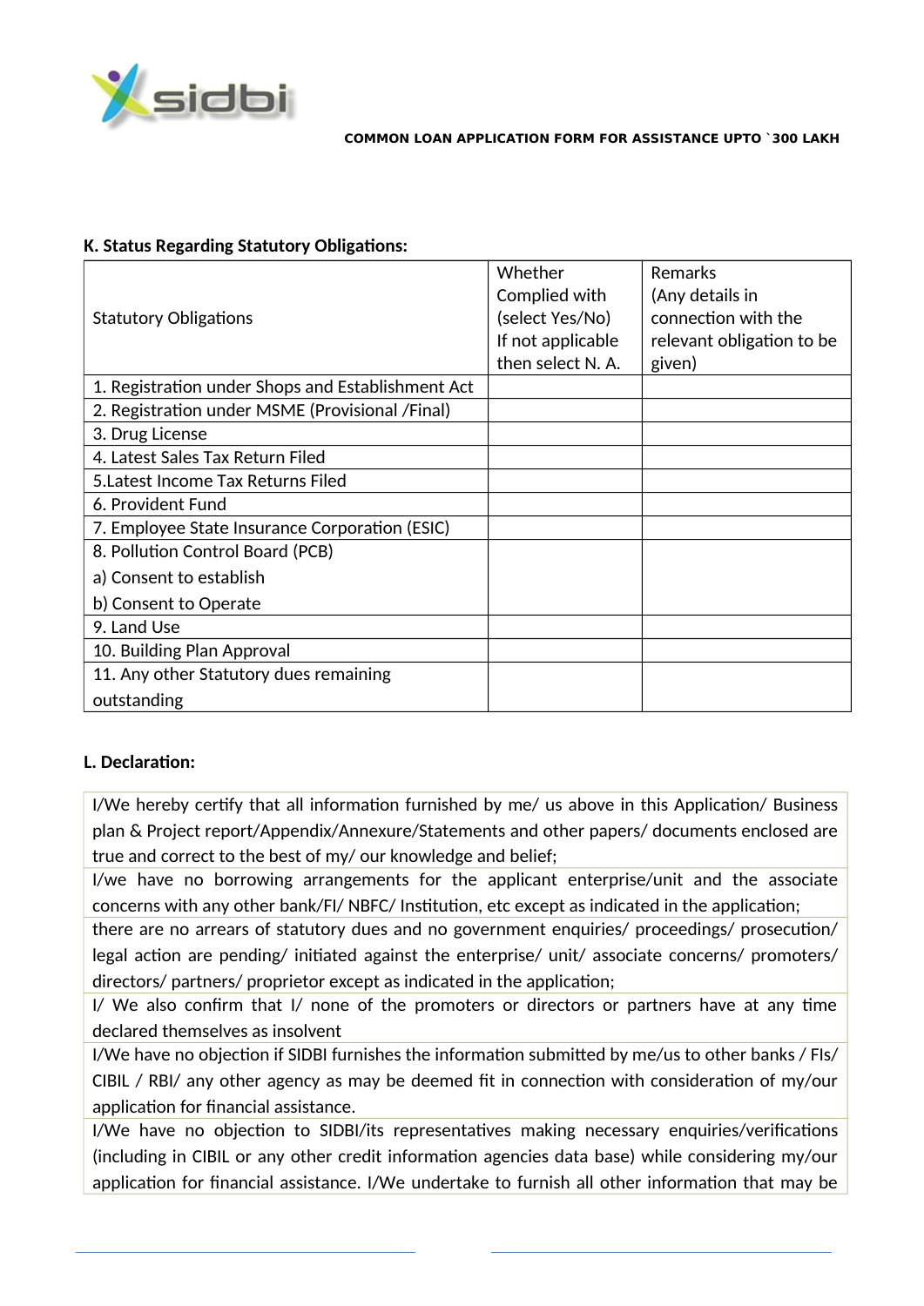### K. Status Regarding Statutory Obligations:

| Statutory Obligations | Whether Complied with (select Yes/No) If not applicable then select N. A. | Remarks (Any details in connection with the relevant obligation to be given) |
|---|---|---|
| 1. Registration under Shops and Establishment Act | | |
| 2. Registration under MSME (Provisional /Final) | | |
| 3. Drug License | | |
| 4. Latest Sales Tax Return Filed | | |
| 5.Latest Income Tax Returns Filed | | |
| 6. Provident Fund | | |
| 7. Employee State Insurance Corporation (ESIC) | | |
| 8. Pollution Control Board (PCB)<br>a) Consent to establish<br>b) Consent to Operate | | |
| 9. Land Use | | |
| 10. Building Plan Approval | | |
| 11. Any other Statutory dues remaining outstanding | | |

### L. Declaration:

I/We hereby certify that all information furnished by me/ us above in this Application/ Business plan & Project report/Appendix/Annexure/Statements and other papers/ documents enclosed are true and correct to the best of my/ our knowledge and belief;

I/we have no borrowing arrangements for the applicant enterprise/unit and the associate concerns with any other bank/FI/ NBFC/ Institution, etc except as indicated in the application;

there are no arrears of statutory dues and no government enquiries/ proceedings/ prosecution/ legal action are pending/ initiated against the enterprise/ unit/ associate concerns/ promoters/ directors/ partners/ proprietor except as indicated in the application;

I/ We also confirm that I/ none of the promoters or directors or partners have at any time declared themselves as insolvent

I/We have no objection if SIDBI furnishes the information submitted by me/us to other banks / FIs/ CIBIL / RBI/ any other agency as may be deemed fit in connection with consideration of my/our application for financial assistance.

I/We have no objection to SIDBI/its representatives making necessary enquiries/verifications (including in CIBIL or any other credit information agencies data base) while considering my/our application for financial assistance. I/We undertake to furnish all other information that may be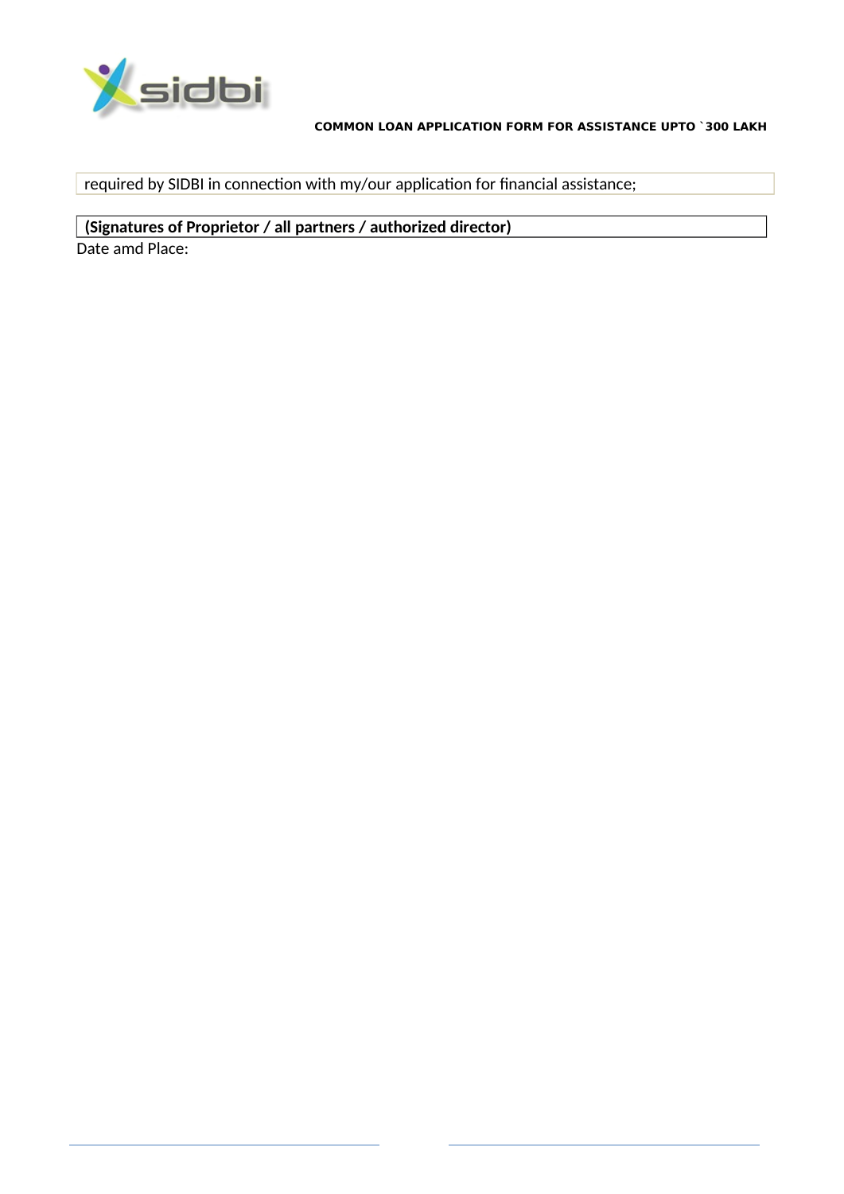required by SIDBI in connection with my/our application for financial assistance;

**(Signatures of Proprietor / all partners / authorized director)**

Date amd Place: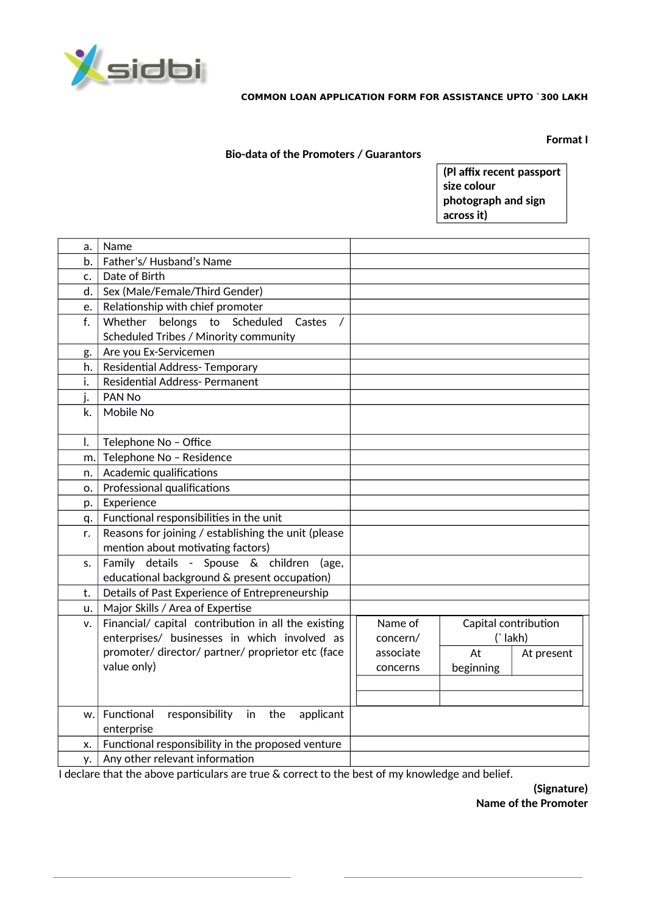sidbi

**COMMON LOAN APPLICATION FORM FOR ASSISTANCE UPTO `300 LAKH**

**Format I**

**Bio-data of the Promoters / Guarantors**

**(Pl affix recent passport size colour photograph and sign across it)**

| | | |
|---|---|---|
| a. | Name | |
| b. | Father's/ Husband's Name | |
| c. | Date of Birth | |
| d. | Sex (Male/Female/Third Gender) | |
| e. | Relationship with chief promoter | |
| f. | Whether belongs to Scheduled Castes / Scheduled Tribes / Minority community | |
| g. | Are you Ex-Servicemen | |
| h. | Residential Address- Temporary | |
| i. | Residential Address- Permanent | |
| j. | PAN No | |
| k. | Mobile No | |
| l. | Telephone No – Office | |
| m. | Telephone No – Residence | |
| n. | Academic qualifications | |
| o. | Professional qualifications | |
| p. | Experience | |
| q. | Functional responsibilities in the unit | |
| r. | Reasons for joining / establishing the unit (please mention about motivating factors) | |
| s. | Family details - Spouse & children (age, educational background & present occupation) | |
| t. | Details of Past Experience of Entrepreneurship | |
| u. | Major Skills / Area of Expertise | |
| v. | Financial/ capital contribution in all the existing enterprises/ businesses in which involved as promoter/ director/ partner/ proprietor etc (face value only) | (see table below) |
| w. | Functional responsibility in the applicant enterprise | |
| x. | Functional responsibility in the proposed venture | |
| y. | Any other relevant information | |

| Name of concern/ associate concerns | Capital contribution (` lakh) | |
|---|---|---|
| | At beginning | At present |
| | | |
| | | |

I declare that the above particulars are true & correct to the best of my knowledge and belief.

**(Signature)**
**Name of the Promoter**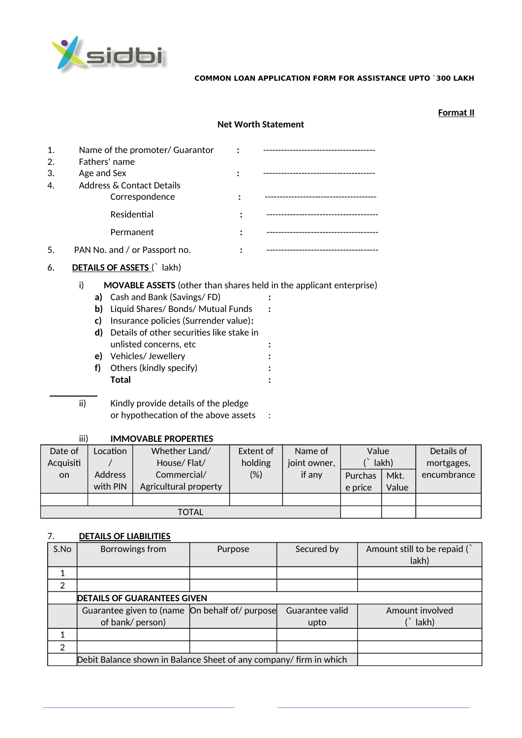COMMON LOAN APPLICATION FORM FOR ASSISTANCE UPTO `300 LAKH

**Format II**

**Net Worth Statement**

1. Name of the promoter/ Guarantor : --------------------------------------
2. Fathers' name
3. Age and Sex : --------------------------------------
4. Address & Contact Details
   - Correspondence : --------------------------------------
   - Residential : --------------------------------------
   - Permanent : --------------------------------------
5. PAN No. and / or Passport no. : --------------------------------------
6. **DETAILS OF ASSETS** (` lakh)

   i) **MOVABLE ASSETS** (other than shares held in the applicant enterprise)
   - **a)** Cash and Bank (Savings/ FD) :
   - **b)** Liquid Shares/ Bonds/ Mutual Funds :
   - **c)** Insurance policies (Surrender value):
   - **d)** Details of other securities like stake in unlisted concerns, etc :
   - **e)** Vehicles/ Jewellery :
   - **f)** Others (kindly specify) :
   - **Total** :

   ii) Kindly provide details of the pledge or hypothecation of the above assets :

   iii) **IMMOVABLE PROPERTIES**

| Date of Acquisition | Location / Address with PIN | Whether Land/ House/ Flat/ Commercial/ Agricultural property | Extent of holding (%) | Name of joint owner, if any | Value (` lakh) | | Details of mortgages, encumbrance |
|---|---|---|---|---|---|---|---|
| | | | | | Purchase price | Mkt. Value | |
| | | | | | | | |
| TOTAL | | | | | | | |

7. **DETAILS OF LIABILITIES**

| S.No | Borrowings from | Purpose | Secured by | Amount still to be repaid (` lakh) |
|---|---|---|---|---|
| 1 | | | | |
| 2 | | | | |
| | **DETAILS OF GUARANTEES GIVEN** | | | |
| | Guarantee given to (name of bank/ person) | On behalf of/ purpose | Guarantee valid upto | Amount involved (` lakh) |
| 1 | | | | |
| 2 | | | | |
| | Debit Balance shown in Balance Sheet of any company/ firm in which | | | |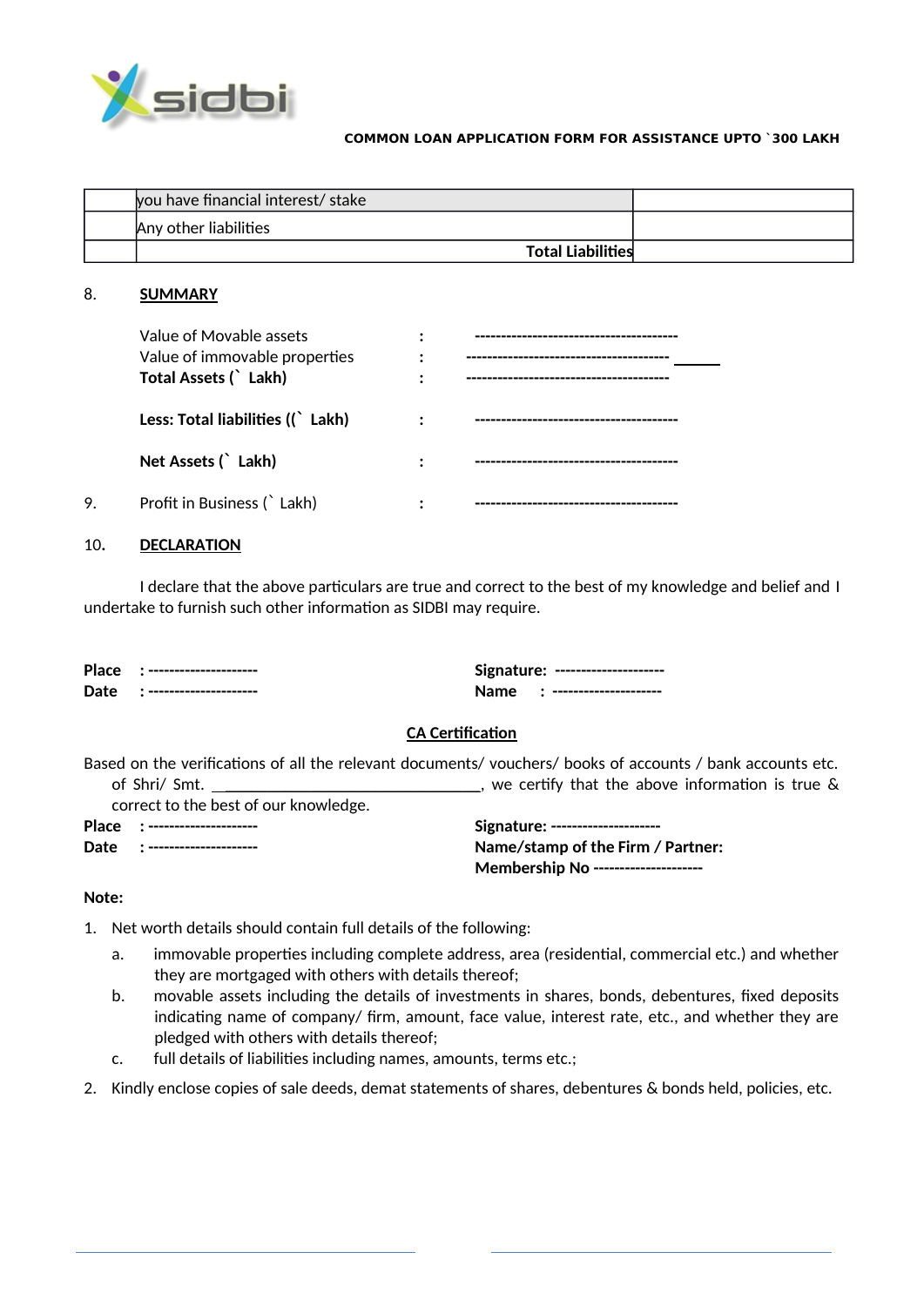| | | |
|---|---|---|
| | you have financial interest/ stake | |
| | Any other liabilities | |
| | **Total Liabilities** | |

8. **SUMMARY**

| | | |
|---|---|---|
| Value of Movable assets | : | --------------------------------------- |
| Value of immovable properties | : | --------------------------------------- |
| **Total Assets (` Lakh)** | : | --------------------------------------- |
| **Less: Total liabilities ((` Lakh)** | : | --------------------------------------- |
| **Net Assets (` Lakh)** | : | --------------------------------------- |

9. Profit in Business (` Lakh) : ---------------------------------------

10. **DECLARATION**

I declare that the above particulars are true and correct to the best of my knowledge and belief and I undertake to furnish such other information as SIDBI may require.

**Place** : ---------------------  **Signature:** ---------------------

**Date** : ---------------------  **Name** : ---------------------

**CA Certification**

Based on the verifications of all the relevant documents/ vouchers/ books of accounts / bank accounts etc. of Shri/ Smt. ______________________________, we certify that the above information is true & correct to the best of our knowledge.

**Place** : ---------------------  **Signature:** ---------------------

**Date** : ---------------------  **Name/stamp of the Firm / Partner:**

**Membership No** ---------------------

**Note:**

1. Net worth details should contain full details of the following:
   a. immovable properties including complete address, area (residential, commercial etc.) and whether they are mortgaged with others with details thereof;
   b. movable assets including the details of investments in shares, bonds, debentures, fixed deposits indicating name of company/ firm, amount, face value, interest rate, etc., and whether they are pledged with others with details thereof;
   c. full details of liabilities including names, amounts, terms etc.;
2. Kindly enclose copies of sale deeds, demat statements of shares, debentures & bonds held, policies, etc.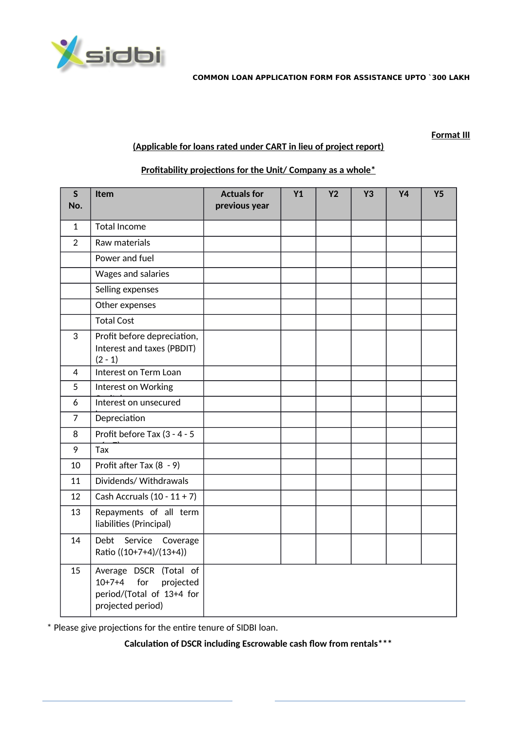**COMMON LOAN APPLICATION FORM FOR ASSISTANCE UPTO `300 LAKH**

**Format III**

**(Applicable for loans rated under CART in lieu of project report)**

**Profitability projections for the Unit/ Company as a whole***

| S No. | Item | Actuals for previous year | Y1 | Y2 | Y3 | Y4 | Y5 |
|---|---|---|---|---|---|---|---|
| 1 | Total Income | | | | | | |
| 2 | Raw materials | | | | | | |
| | Power and fuel | | | | | | |
| | Wages and salaries | | | | | | |
| | Selling expenses | | | | | | |
| | Other expenses | | | | | | |
| | Total Cost | | | | | | |
| 3 | Profit before depreciation, Interest and taxes (PBDIT) (2 - 1) | | | | | | |
| 4 | Interest on Term Loan | | | | | | |
| 5 | Interest on Working Capital | | | | | | |
| 6 | Interest on unsecured loans | | | | | | |
| 7 | Depreciation | | | | | | |
| 8 | Profit before Tax (3 - 4 - 5 - 6 - 7) | | | | | | |
| 9 | Tax | | | | | | |
| 10 | Profit after Tax (8 - 9) | | | | | | |
| 11 | Dividends/ Withdrawals | | | | | | |
| 12 | Cash Accruals (10 - 11 + 7) | | | | | | |
| 13 | Repayments of all term liabilities (Principal) | | | | | | |
| 14 | Debt Service Coverage Ratio ((10+7+4)/(13+4)) | | | | | | |
| 15 | Average DSCR (Total of 10+7+4 for projected period/(Total of 13+4 for projected period) | | | | | | |

* Please give projections for the entire tenure of SIDBI loan.

**Calculation of DSCR including Escrowable cash flow from rentals*****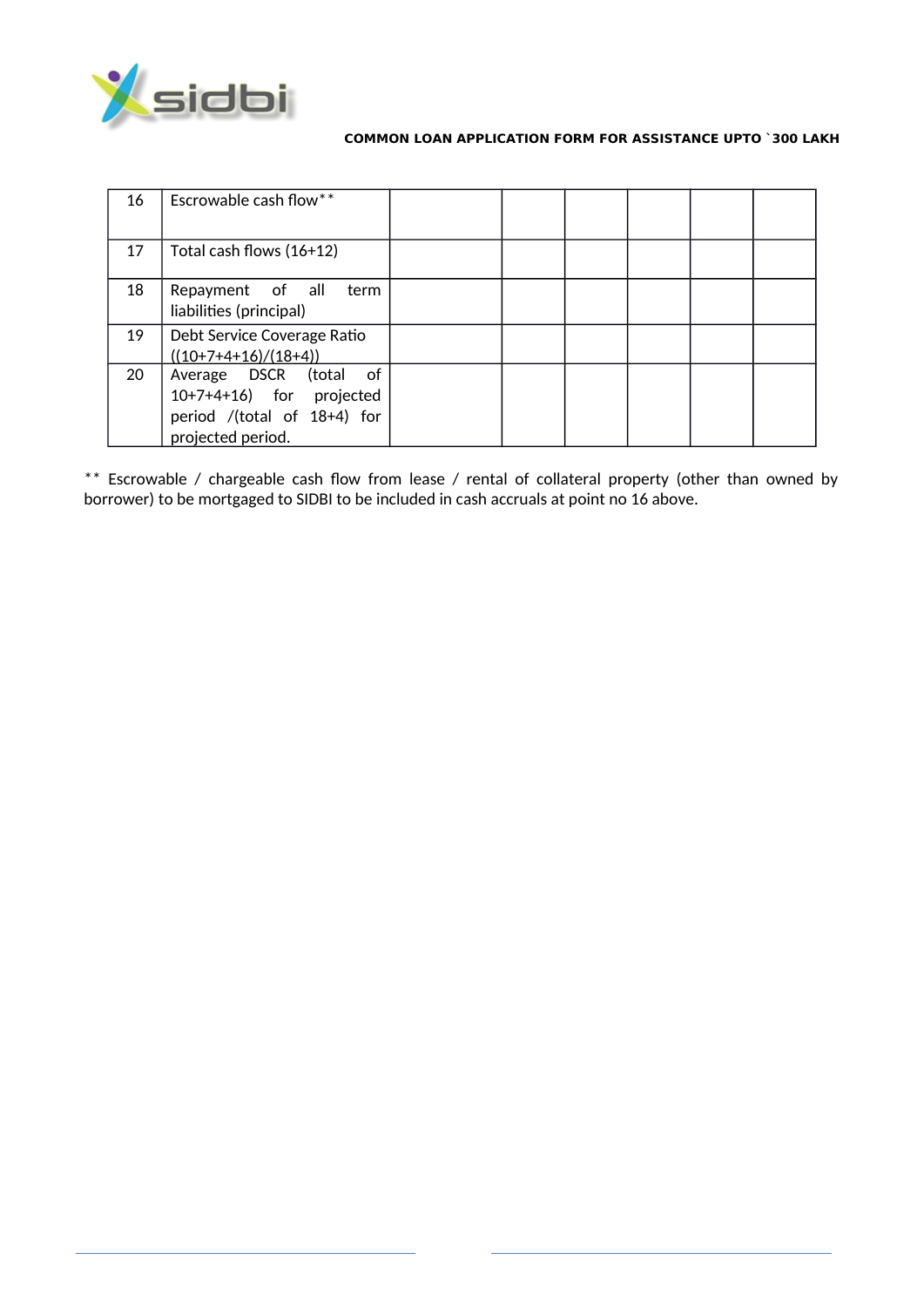| | | | | | | | |
|---|---|---|---|---|---|---|---|
| 16 | Escrowable cash flow** | | | | | | |
| 17 | Total cash flows (16+12) | | | | | | |
| 18 | Repayment of all term liabilities (principal) | | | | | | |
| 19 | Debt Service Coverage Ratio ((10+7+4+16)/(18+4)) | | | | | | |
| 20 | Average DSCR (total of 10+7+4+16) for projected period /(total of 18+4) for projected period. | | | | | | |

** Escrowable / chargeable cash flow from lease / rental of collateral property (other than owned by borrower) to be mortgaged to SIDBI to be included in cash accruals at point no 16 above.